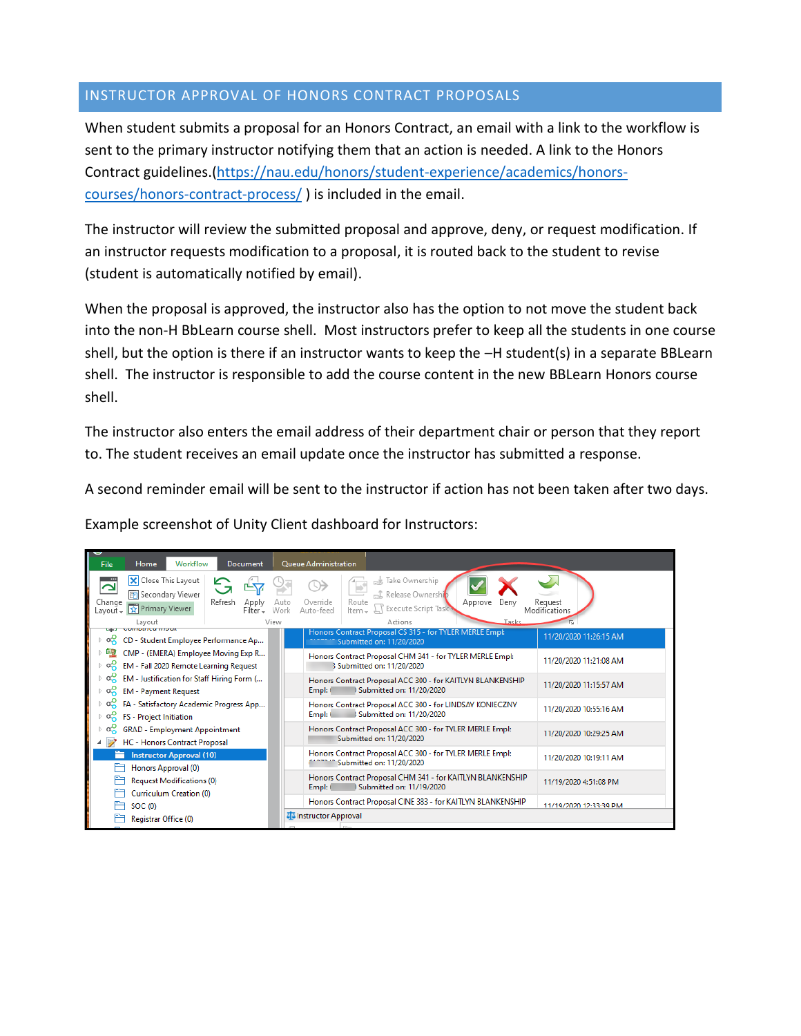## INSTRUCTOR APPROVAL OF HONORS CONTRACT PROPOSALS

When student submits a proposal for an Honors Contract, an email with a link to the workflow is sent to the primary instructor notifying them that an action is needed. A link to the Honors Contract guidelines.(https://nau.edu/honors/student-experience/academics/honors-courses/honors-contract-process/ ) is included in the email.

The instructor will review the submitted proposal and approve, deny, or request modification. If an instructor requests modification to a proposal, it is routed back to the student to revise (student is automatically notified by email).

When the proposal is approved, the instructor also has the option to not move the student back into the non-H BbLearn course shell. Most instructors prefer to keep all the students in one course shell, but the option is there if an instructor wants to keep the –H student(s) in a separate BBLearn shell. The instructor is responsible to add the course content in the new BBLearn Honors course shell.

The instructor also enters the email address of their department chair or person that they report to. The student receives an email update once the instructor has submitted a response.

A second reminder email will be sent to the instructor if action has not been taken after two days.

Example screenshot of Unity Client dashboard for Instructors: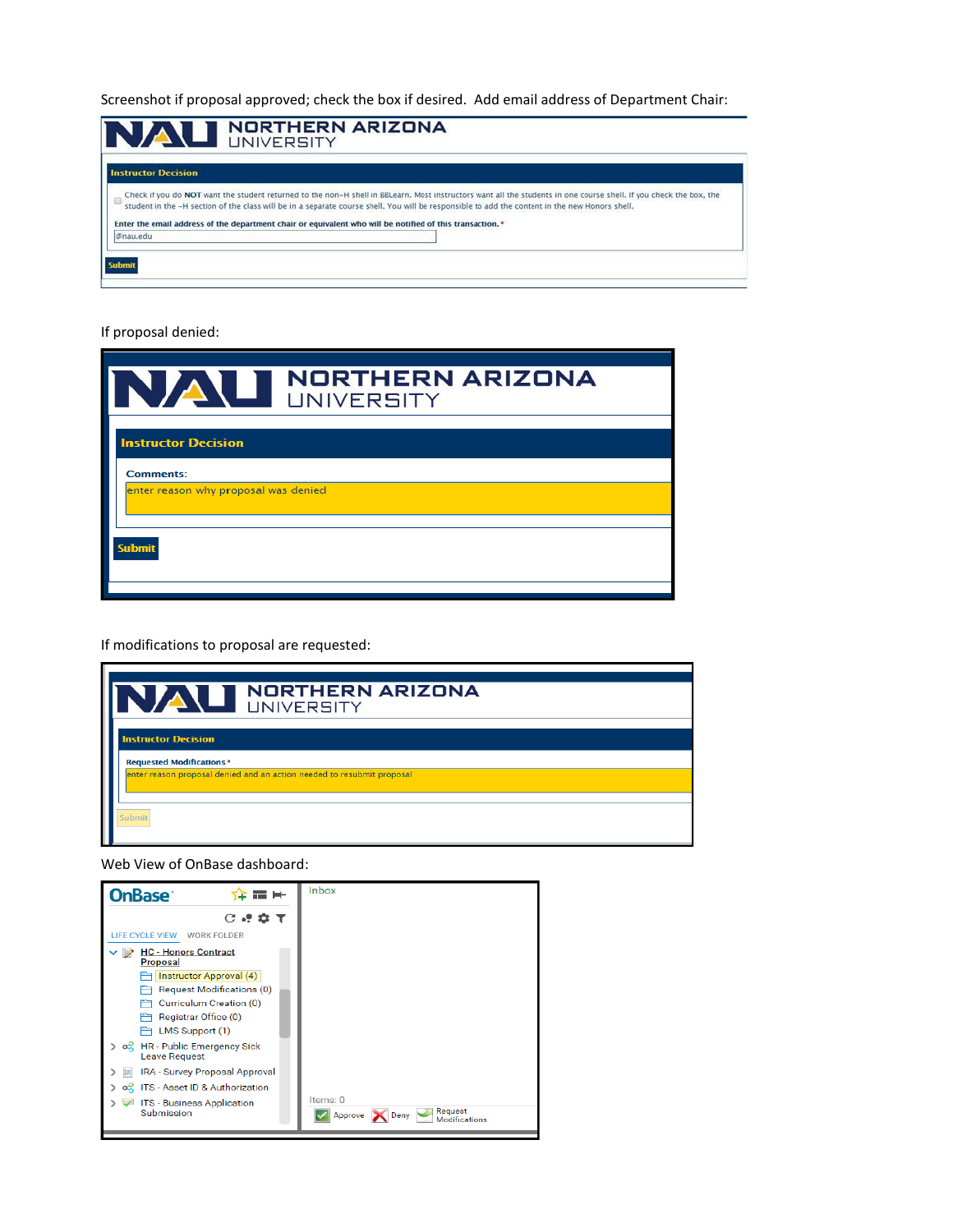Screenshot if proposal approved; check the box if desired. Add email address of Department Chair:

NORTHERN ARIZONA UNIVERSITY

**Instructor Decision**

Check if you do **NOT** want the student returned to the non-H shell in BBLearn. Most instructors want all the students in one course shell. If you check the box, the student in the -H section of the class will be in a separate course shell. You will be responsible to add the content in the new Honors shell.

**Enter the email address of the department chair or equivalent who will be notified of this transaction.** *

@nau.edu

**Submit**

If proposal denied:

NORTHERN ARIZONA UNIVERSITY

**Instructor Decision**

**Comments:**

enter reason why proposal was denied

**Submit**

If modifications to proposal are requested:

NORTHERN ARIZONA UNIVERSITY

**Instructor Decision**

**Requested Modifications** *

enter reason proposal denied and an action needed to resubmit proposal

Submit

Web View of OnBase dashboard:

OnBase

LIFE CYCLE VIEW WORK FOLDER

- HC - Honors Contract Proposal
  - Instructor Approval (4)
  - Request Modifications (0)
  - Curriculum Creation (0)
  - Registrar Office (0)
  - LMS Support (1)
- HR - Public Emergency Sick Leave Request
- IRA - Survey Proposal Approval
- ITS - Asset ID & Authorization
- ITS - Business Application Submission

Inbox

Items: 0

Approve Deny Request Modifications